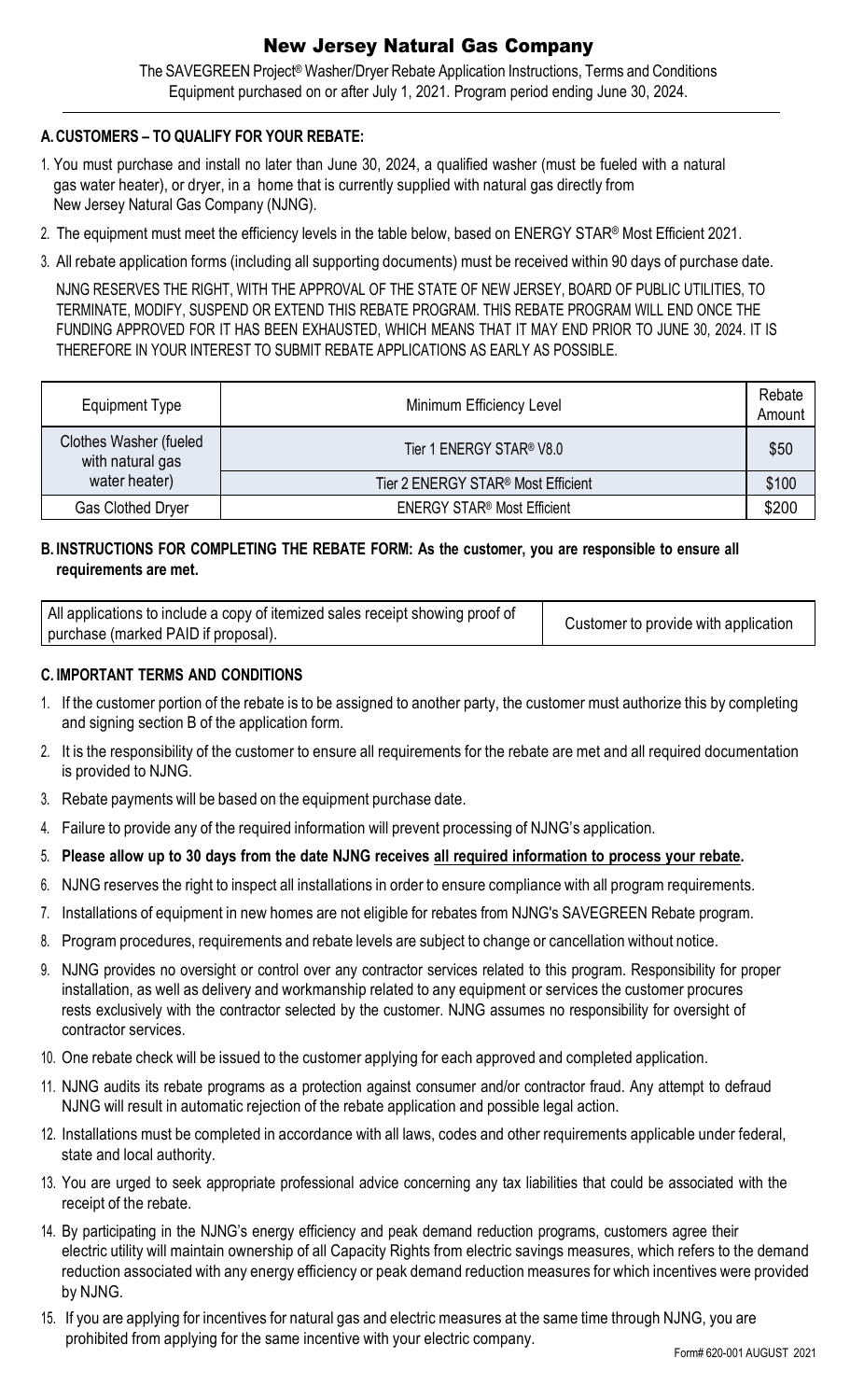# New Jersey Natural Gas Company

The SAVEGREEN Project® Washer/Dryer Rebate Application Instructions, Terms and Conditions
Equipment purchased on or after July 1, 2021. Program period ending June 30, 2024.

## A. CUSTOMERS – TO QUALIFY FOR YOUR REBATE:

1. You must purchase and install no later than June 30, 2024, a qualified washer (must be fueled with a natural gas water heater), or dryer, in a home that is currently supplied with natural gas directly from New Jersey Natural Gas Company (NJNG).
2. The equipment must meet the efficiency levels in the table below, based on ENERGY STAR® Most Efficient 2021.
3. All rebate application forms (including all supporting documents) must be received within 90 days of purchase date.

NJNG RESERVES THE RIGHT, WITH THE APPROVAL OF THE STATE OF NEW JERSEY, BOARD OF PUBLIC UTILITIES, TO TERMINATE, MODIFY, SUSPEND OR EXTEND THIS REBATE PROGRAM. THIS REBATE PROGRAM WILL END ONCE THE FUNDING APPROVED FOR IT HAS BEEN EXHAUSTED, WHICH MEANS THAT IT MAY END PRIOR TO JUNE 30, 2024. IT IS THEREFORE IN YOUR INTEREST TO SUBMIT REBATE APPLICATIONS AS EARLY AS POSSIBLE.

| Equipment Type | Minimum Efficiency Level | Rebate Amount |
|---|---|---|
| Clothes Washer (fueled with natural gas water heater) | Tier 1 ENERGY STAR® V8.0 | $50 |
| | Tier 2 ENERGY STAR® Most Efficient | $100 |
| Gas Clothed Dryer | ENERGY STAR® Most Efficient | $200 |

## B. INSTRUCTIONS FOR COMPLETING THE REBATE FORM: As the customer, you are responsible to ensure all requirements are met.

| All applications to include a copy of itemized sales receipt showing proof of purchase (marked PAID if proposal). | Customer to provide with application |
|---|---|

## C. IMPORTANT TERMS AND CONDITIONS

1. If the customer portion of the rebate is to be assigned to another party, the customer must authorize this by completing and signing section B of the application form.
2. It is the responsibility of the customer to ensure all requirements for the rebate are met and all required documentation is provided to NJNG.
3. Rebate payments will be based on the equipment purchase date.
4. Failure to provide any of the required information will prevent processing of NJNG's application.
5. **Please allow up to 30 days from the date NJNG receives all required information to process your rebate.**
6. NJNG reserves the right to inspect all installations in order to ensure compliance with all program requirements.
7. Installations of equipment in new homes are not eligible for rebates from NJNG's SAVEGREEN Rebate program.
8. Program procedures, requirements and rebate levels are subject to change or cancellation without notice.
9. NJNG provides no oversight or control over any contractor services related to this program. Responsibility for proper installation, as well as delivery and workmanship related to any equipment or services the customer procures rests exclusively with the contractor selected by the customer. NJNG assumes no responsibility for oversight of contractor services.
10. One rebate check will be issued to the customer applying for each approved and completed application.
11. NJNG audits its rebate programs as a protection against consumer and/or contractor fraud. Any attempt to defraud NJNG will result in automatic rejection of the rebate application and possible legal action.
12. Installations must be completed in accordance with all laws, codes and other requirements applicable under federal, state and local authority.
13. You are urged to seek appropriate professional advice concerning any tax liabilities that could be associated with the receipt of the rebate.
14. By participating in the NJNG's energy efficiency and peak demand reduction programs, customers agree their electric utility will maintain ownership of all Capacity Rights from electric savings measures, which refers to the demand reduction associated with any energy efficiency or peak demand reduction measures for which incentives were provided by NJNG.
15. If you are applying for incentives for natural gas and electric measures at the same time through NJNG, you are prohibited from applying for the same incentive with your electric company.

Form# 620-001 AUGUST 2021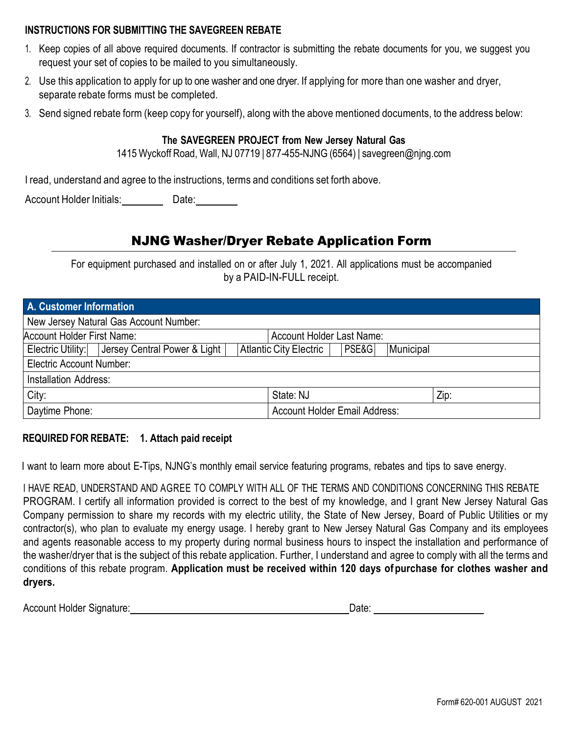**INSTRUCTIONS FOR SUBMITTING THE SAVEGREEN REBATE**

1. Keep copies of all above required documents. If contractor is submitting the rebate documents for you, we suggest you request your set of copies to be mailed to you simultaneously.
2. Use this application to apply for up to one washer and one dryer. If applying for more than one washer and dryer, separate rebate forms must be completed.
3. Send signed rebate form (keep copy for yourself), along with the above mentioned documents, to the address below:

**The SAVEGREEN PROJECT from New Jersey Natural Gas**
1415 Wyckoff Road, Wall, NJ 07719 | 877-455-NJNG (6564) | savegreen@njng.com

I read, understand and agree to the instructions, terms and conditions set forth above.

Account Holder Initials:________ Date:________

## NJNG Washer/Dryer Rebate Application Form

For equipment purchased and installed on or after July 1, 2021. All applications must be accompanied by a PAID-IN-FULL receipt.

| **A. Customer Information** | | | | |
|---|---|---|---|---|
| New Jersey Natural Gas Account Number: | | | | |
| Account Holder First Name: | | Account Holder Last Name: | | |
| Electric Utility: | Jersey Central Power & Light | Atlantic City Electric | PSE&G | Municipal |
| Electric Account Number: | | | | |
| Installation Address: | | | | |
| City: | | State: NJ | | Zip: |
| Daytime Phone: | | Account Holder Email Address: | | |

**REQUIRED FOR REBATE: 1. Attach paid receipt**

I want to learn more about E-Tips, NJNG's monthly email service featuring programs, rebates and tips to save energy.

I HAVE READ, UNDERSTAND AND AGREE TO COMPLY WITH ALL OF THE TERMS AND CONDITIONS CONCERNING THIS REBATE PROGRAM. I certify all information provided is correct to the best of my knowledge, and I grant New Jersey Natural Gas Company permission to share my records with my electric utility, the State of New Jersey, Board of Public Utilities or my contractor(s), who plan to evaluate my energy usage. I hereby grant to New Jersey Natural Gas Company and its employees and agents reasonable access to my property during normal business hours to inspect the installation and performance of the washer/dryer that is the subject of this rebate application. Further, I understand and agree to comply with all the terms and conditions of this rebate program. **Application must be received within 120 days of purchase for clothes washer and dryers.**

Account Holder Signature:______________________________ Date:________________

Form# 620-001 AUGUST 2021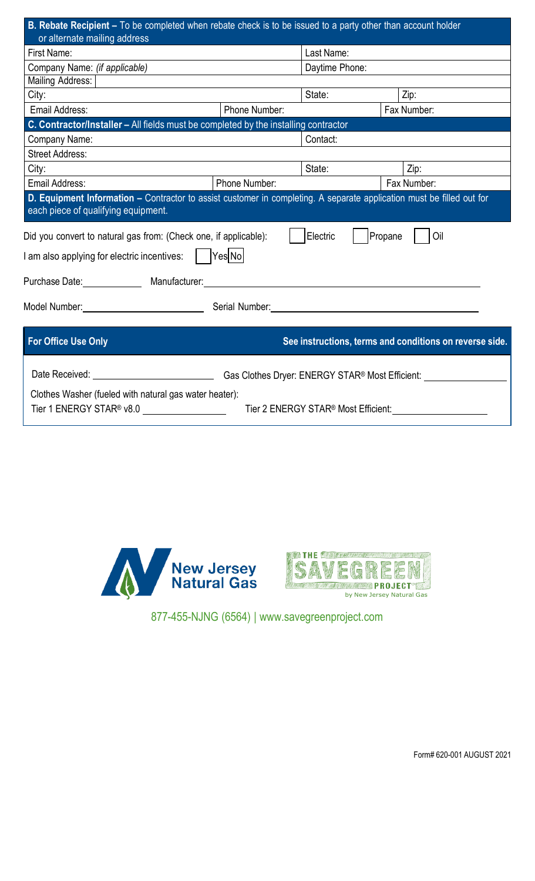**B. Rebate Recipient –** To be completed when rebate check is to be issued to a party other than account holder or alternate mailing address

| | | | |
|---|---|---|---|
| First Name: | | Last Name: | |
| Company Name: *(if applicable)* | | Daytime Phone: | |
| Mailing Address: | | | |
| City: | | State: | Zip: |
| Email Address: | Phone Number: | | Fax Number: |

**C. Contractor/Installer –** All fields must be completed by the installing contractor

| | | | |
|---|---|---|---|
| Company Name: | | Contact: | |
| Street Address: | | | |
| City: | | State: | Zip: |
| Email Address: | Phone Number: | | Fax Number: |

**D. Equipment Information –** Contractor to assist customer in completing. A separate application must be filled out for each piece of qualifying equipment.

Did you convert to natural gas from: (Check one, if applicable): ☐ Electric ☐ Propane ☐ Oil

I am also applying for electric incentives: ☐ Yes ☐ No

Purchase Date:____________ Manufacturer:________________________________________

Model Number:________________________ Serial Number:________________________________

**For Office Use Only** **See instructions, terms and conditions on reverse side.**

Date Received: ________________________ Gas Clothes Dryer: ENERGY STAR® Most Efficient: ________________

Clothes Washer (fueled with natural gas water heater):

Tier 1 ENERGY STAR® v8.0 ________________ Tier 2 ENERGY STAR® Most Efficient: ________________

New Jersey Natural Gas

THE SAVEGREEN PROJECT® by New Jersey Natural Gas

877-455-NJNG (6564) | www.savegreenproject.com

Form# 620-001 AUGUST 2021